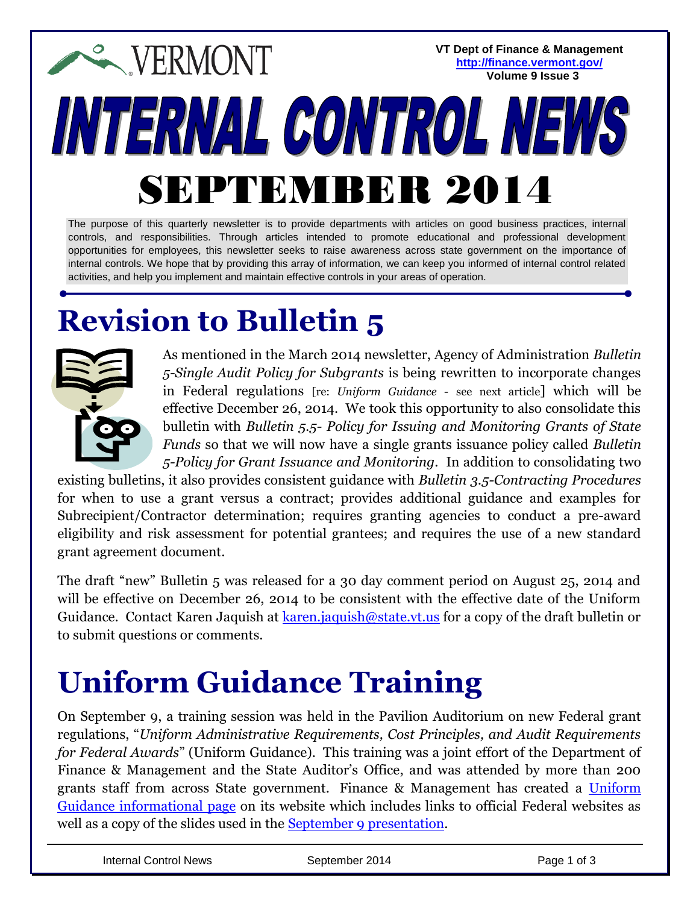VERMONT

**VT Dept of Finance & Management**
**http://finance.vermont.gov/**
**Volume 9 Issue 3**

# INTERNAL CONTROL NEWS

# SEPTEMBER 2014

The purpose of this quarterly newsletter is to provide departments with articles on good business practices, internal controls, and responsibilities. Through articles intended to promote educational and professional development opportunities for employees, this newsletter seeks to raise awareness across state government on the importance of internal controls. We hope that by providing this array of information, we can keep you informed of internal control related activities, and help you implement and maintain effective controls in your areas of operation.

## Revision to Bulletin 5

As mentioned in the March 2014 newsletter, Agency of Administration *Bulletin 5-Single Audit Policy for Subgrants* is being rewritten to incorporate changes in Federal regulations [re: *Uniform Guidance* - see next article] which will be effective December 26, 2014. We took this opportunity to also consolidate this bulletin with *Bulletin 5.5- Policy for Issuing and Monitoring Grants of State Funds* so that we will now have a single grants issuance policy called *Bulletin 5-Policy for Grant Issuance and Monitoring*. In addition to consolidating two existing bulletins, it also provides consistent guidance with *Bulletin 3.5-Contracting Procedures* for when to use a grant versus a contract; provides additional guidance and examples for Subrecipient/Contractor determination; requires granting agencies to conduct a pre-award eligibility and risk assessment for potential grantees; and requires the use of a new standard grant agreement document.

The draft "new" Bulletin 5 was released for a 30 day comment period on August 25, 2014 and will be effective on December 26, 2014 to be consistent with the effective date of the Uniform Guidance. Contact Karen Jaquish at karen.jaquish@state.vt.us for a copy of the draft bulletin or to submit questions or comments.

## Uniform Guidance Training

On September 9, a training session was held in the Pavilion Auditorium on new Federal grant regulations, "*Uniform Administrative Requirements, Cost Principles, and Audit Requirements for Federal Awards*" (Uniform Guidance). This training was a joint effort of the Department of Finance & Management and the State Auditor's Office, and was attended by more than 200 grants staff from across State government. Finance & Management has created a Uniform Guidance informational page on its website which includes links to official Federal websites as well as a copy of the slides used in the September 9 presentation.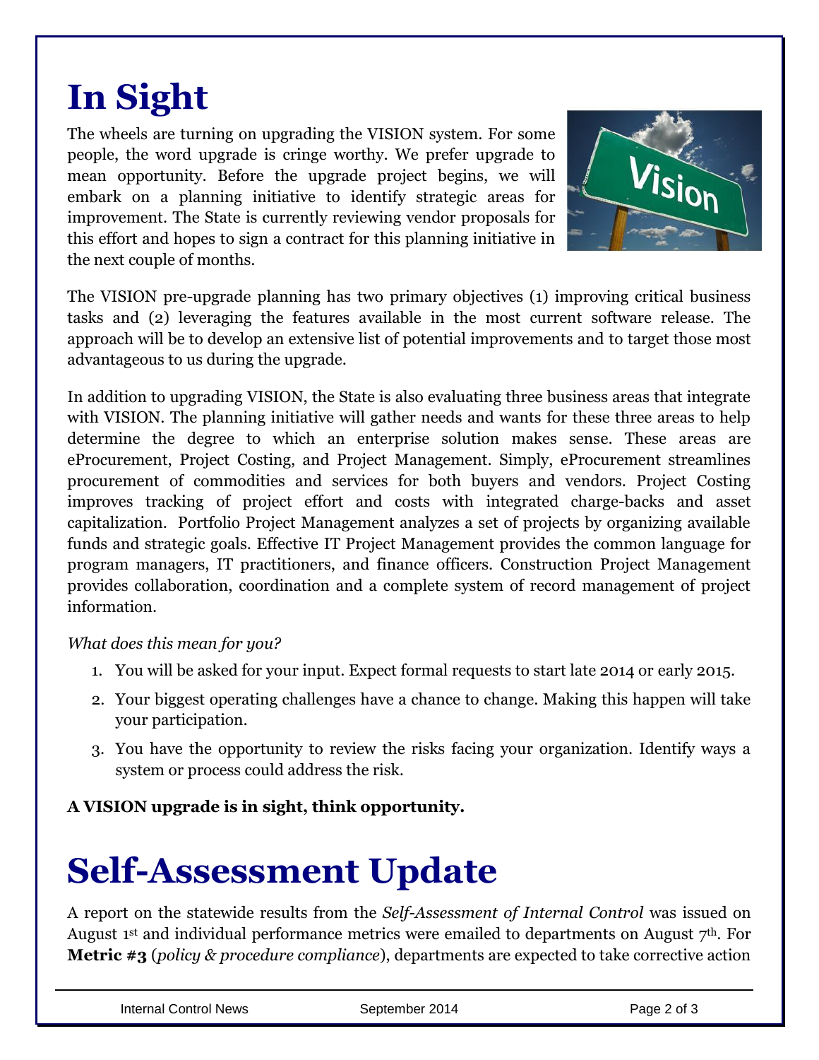# In Sight

The wheels are turning on upgrading the VISION system. For some people, the word upgrade is cringe worthy. We prefer upgrade to mean opportunity. Before the upgrade project begins, we will embark on a planning initiative to identify strategic areas for improvement. The State is currently reviewing vendor proposals for this effort and hopes to sign a contract for this planning initiative in the next couple of months.

The VISION pre-upgrade planning has two primary objectives (1) improving critical business tasks and (2) leveraging the features available in the most current software release. The approach will be to develop an extensive list of potential improvements and to target those most advantageous to us during the upgrade.

In addition to upgrading VISION, the State is also evaluating three business areas that integrate with VISION. The planning initiative will gather needs and wants for these three areas to help determine the degree to which an enterprise solution makes sense. These areas are eProcurement, Project Costing, and Project Management. Simply, eProcurement streamlines procurement of commodities and services for both buyers and vendors. Project Costing improves tracking of project effort and costs with integrated charge-backs and asset capitalization. Portfolio Project Management analyzes a set of projects by organizing available funds and strategic goals. Effective IT Project Management provides the common language for program managers, IT practitioners, and finance officers. Construction Project Management provides collaboration, coordination and a complete system of record management of project information.

*What does this mean for you?*

1. You will be asked for your input. Expect formal requests to start late 2014 or early 2015.
2. Your biggest operating challenges have a chance to change. Making this happen will take your participation.
3. You have the opportunity to review the risks facing your organization. Identify ways a system or process could address the risk.

**A VISION upgrade is in sight, think opportunity.**

# Self-Assessment Update

A report on the statewide results from the *Self-Assessment of Internal Control* was issued on August 1st and individual performance metrics were emailed to departments on August 7th. For **Metric #3** (*policy & procedure compliance*), departments are expected to take corrective action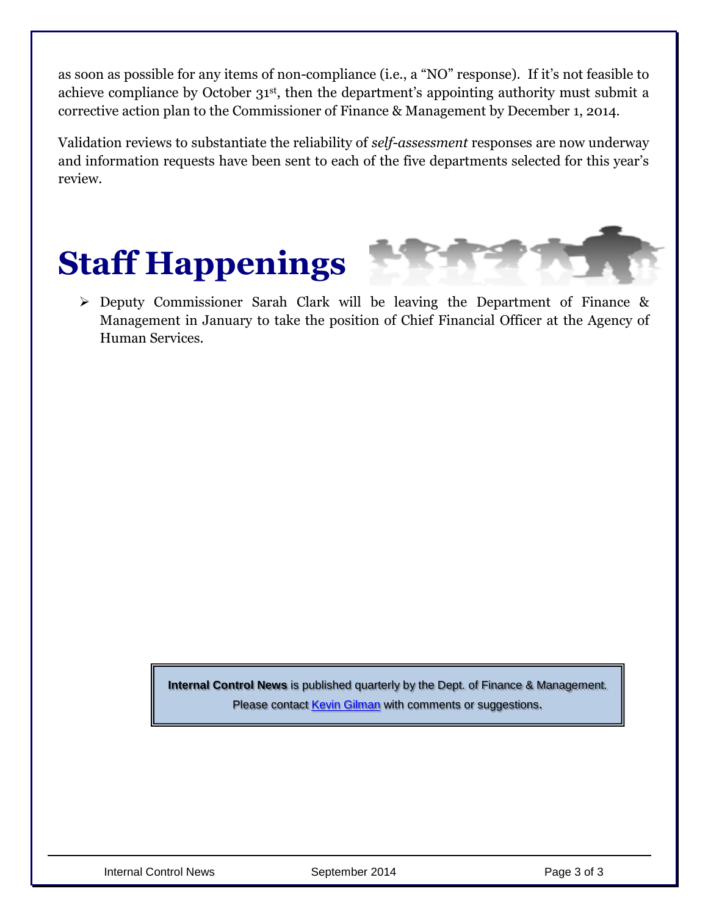as soon as possible for any items of non-compliance (i.e., a "NO" response). If it's not feasible to achieve compliance by October 31st, then the department's appointing authority must submit a corrective action plan to the Commissioner of Finance & Management by December 1, 2014.

Validation reviews to substantiate the reliability of *self-assessment* responses are now underway and information requests have been sent to each of the five departments selected for this year's review.

# Staff Happenings

- Deputy Commissioner Sarah Clark will be leaving the Department of Finance & Management in January to take the position of Chief Financial Officer at the Agency of Human Services.

**Internal Control News** is published quarterly by the Dept. of Finance & Management.
Please contact Kevin Gilman with comments or suggestions.